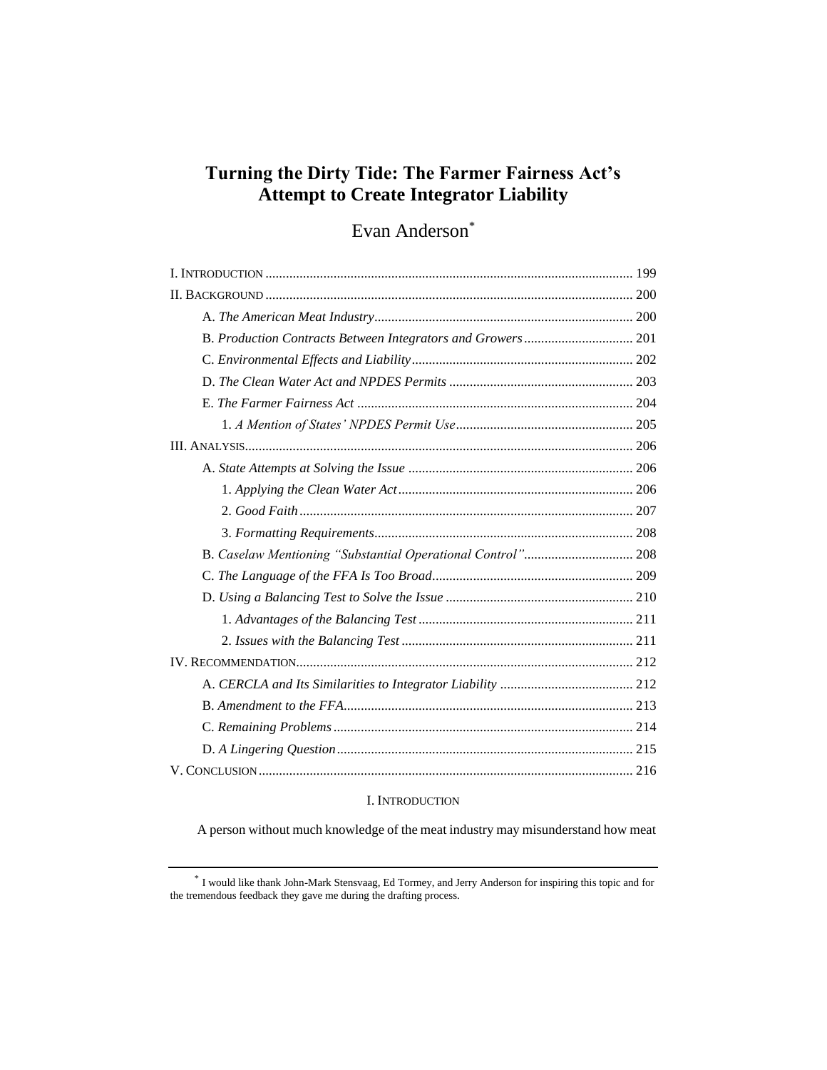# Turning the Dirty Tide: The Farmer Fairness Act's Attempt to Create Integrator Liability

Evan Anderson[*]

I. INTRODUCTION ........................................................................................................ 199
II. BACKGROUND ........................................................................................................ 200
  A. *The American Meat Industry* ........................................................................... 200
  B. *Production Contracts Between Integrators and Growers* ................................ 201
  C. *Environmental Effects and Liability* ................................................................ 202
  D. *The Clean Water Act and NPDES Permits* ...................................................... 203
  E. *The Farmer Fairness Act* ................................................................................ 204
    1. *A Mention of States' NPDES Permit Use* .................................................... 205
III. ANALYSIS ............................................................................................................... 206
  A. *State Attempts at Solving the Issue* ................................................................. 206
    1. *Applying the Clean Water Act* .................................................................... 206
    2. *Good Faith* ................................................................................................. 207
    3. *Formatting Requirements* ........................................................................... 208
  B. *Caselaw Mentioning "Substantial Operational Control"* ................................ 208
  C. *The Language of the FFA Is Too Broad* .......................................................... 209
  D. *Using a Balancing Test to Solve the Issue* ....................................................... 210
    1. *Advantages of the Balancing Test* ............................................................... 211
    2. *Issues with the Balancing Test* ................................................................... 211
IV. RECOMMENDATION ................................................................................................ 212
  A. *CERCLA and Its Similarities to Integrator Liability* ....................................... 212
  B. *Amendment to the FFA* .................................................................................... 213
  C. *Remaining Problems* ....................................................................................... 214
  D. *A Lingering Question* ...................................................................................... 215
V. CONCLUSION ........................................................................................................... 216

## I. INTRODUCTION

A person without much knowledge of the meat industry may misunderstand how meat

---

[*] I would like thank John-Mark Stensvaag, Ed Tormey, and Jerry Anderson for inspiring this topic and for the tremendous feedback they gave me during the drafting process.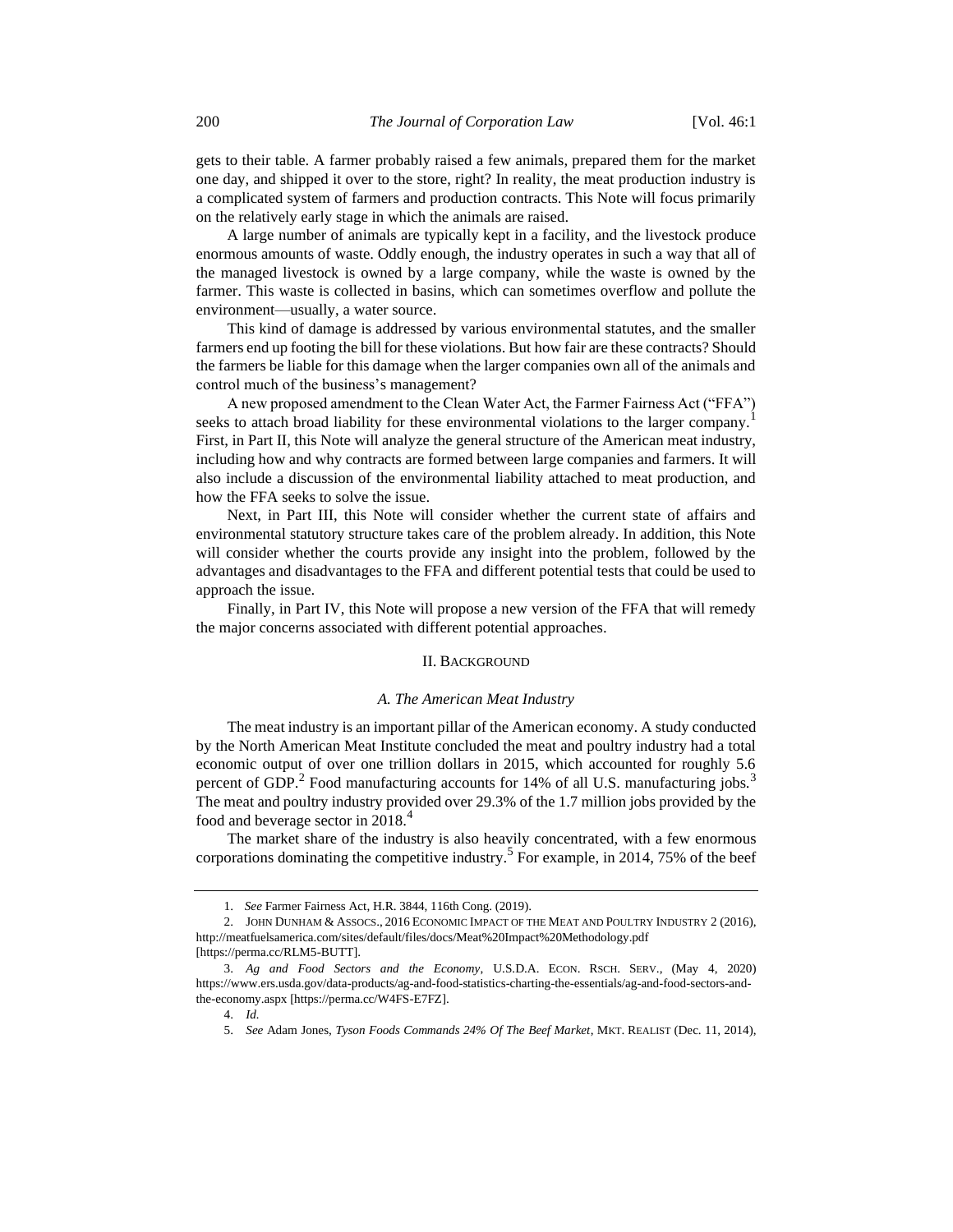gets to their table. A farmer probably raised a few animals, prepared them for the market one day, and shipped it over to the store, right? In reality, the meat production industry is a complicated system of farmers and production contracts. This Note will focus primarily on the relatively early stage in which the animals are raised.

A large number of animals are typically kept in a facility, and the livestock produce enormous amounts of waste. Oddly enough, the industry operates in such a way that all of the managed livestock is owned by a large company, while the waste is owned by the farmer. This waste is collected in basins, which can sometimes overflow and pollute the environment—usually, a water source.

This kind of damage is addressed by various environmental statutes, and the smaller farmers end up footing the bill for these violations. But how fair are these contracts? Should the farmers be liable for this damage when the larger companies own all of the animals and control much of the business's management?

A new proposed amendment to the Clean Water Act, the Farmer Fairness Act ("FFA") seeks to attach broad liability for these environmental violations to the larger company.[1] First, in Part II, this Note will analyze the general structure of the American meat industry, including how and why contracts are formed between large companies and farmers. It will also include a discussion of the environmental liability attached to meat production, and how the FFA seeks to solve the issue.

Next, in Part III, this Note will consider whether the current state of affairs and environmental statutory structure takes care of the problem already. In addition, this Note will consider whether the courts provide any insight into the problem, followed by the advantages and disadvantages to the FFA and different potential tests that could be used to approach the issue.

Finally, in Part IV, this Note will propose a new version of the FFA that will remedy the major concerns associated with different potential approaches.

## II. BACKGROUND

### *A. The American Meat Industry*

The meat industry is an important pillar of the American economy. A study conducted by the North American Meat Institute concluded the meat and poultry industry had a total economic output of over one trillion dollars in 2015, which accounted for roughly 5.6 percent of GDP.[2] Food manufacturing accounts for 14% of all U.S. manufacturing jobs.[3] The meat and poultry industry provided over 29.3% of the 1.7 million jobs provided by the food and beverage sector in 2018.[4]

The market share of the industry is also heavily concentrated, with a few enormous corporations dominating the competitive industry.[5] For example, in 2014, 75% of the beef

---

1. *See* Farmer Fairness Act, H.R. 3844, 116th Cong. (2019).

2. JOHN DUNHAM & ASSOCS., 2016 ECONOMIC IMPACT OF THE MEAT AND POULTRY INDUSTRY 2 (2016), http://meatfuelsamerica.com/sites/default/files/docs/Meat%20Impact%20Methodology.pdf [https://perma.cc/RLM5-BUTT].

3. *Ag and Food Sectors and the Economy*, U.S.D.A. ECON. RSCH. SERV., (May 4, 2020) https://www.ers.usda.gov/data-products/ag-and-food-statistics-charting-the-essentials/ag-and-food-sectors-and-the-economy.aspx [https://perma.cc/W4FS-E7FZ].

4. *Id.*

5. *See* Adam Jones, *Tyson Foods Commands 24% Of The Beef Market*, MKT. REALIST (Dec. 11, 2014),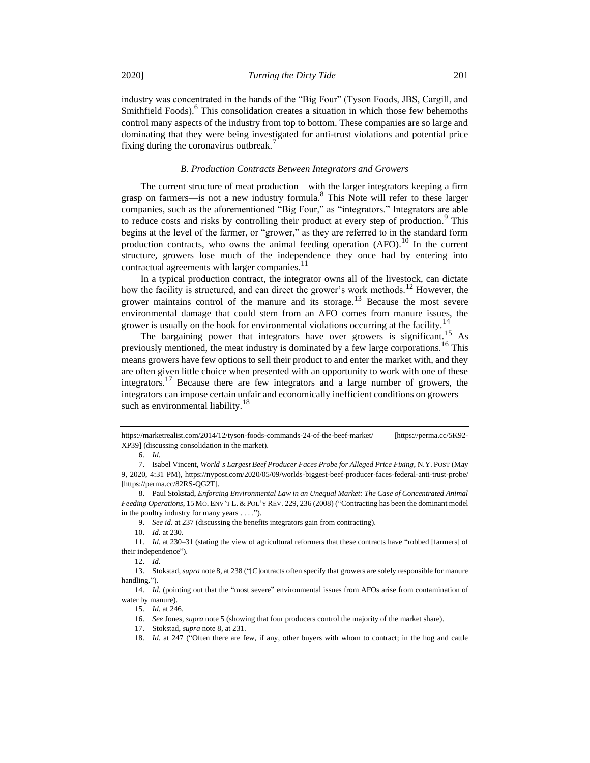industry was concentrated in the hands of the "Big Four" (Tyson Foods, JBS, Cargill, and Smithfield Foods).[6] This consolidation creates a situation in which those few behemoths control many aspects of the industry from top to bottom. These companies are so large and dominating that they were being investigated for anti-trust violations and potential price fixing during the coronavirus outbreak.[7]

### *B. Production Contracts Between Integrators and Growers*

The current structure of meat production—with the larger integrators keeping a firm grasp on farmers—is not a new industry formula.[8] This Note will refer to these larger companies, such as the aforementioned "Big Four," as "integrators." Integrators are able to reduce costs and risks by controlling their product at every step of production.[9] This begins at the level of the farmer, or "grower," as they are referred to in the standard form production contracts, who owns the animal feeding operation (AFO).[10] In the current structure, growers lose much of the independence they once had by entering into contractual agreements with larger companies.[11]

In a typical production contract, the integrator owns all of the livestock, can dictate how the facility is structured, and can direct the grower's work methods.[12] However, the grower maintains control of the manure and its storage.[13] Because the most severe environmental damage that could stem from an AFO comes from manure issues, the grower is usually on the hook for environmental violations occurring at the facility.[14]

The bargaining power that integrators have over growers is significant.[15] As previously mentioned, the meat industry is dominated by a few large corporations.[16] This means growers have few options to sell their product to and enter the market with, and they are often given little choice when presented with an opportunity to work with one of these integrators.[17] Because there are few integrators and a large number of growers, the integrators can impose certain unfair and economically inefficient conditions on growers—such as environmental liability.[18]

---

https://marketrealist.com/2014/12/tyson-foods-commands-24-of-the-beef-market/ [https://perma.cc/5K92-XP39] (discussing consolidation in the market).

6. *Id.*

7. Isabel Vincent, *World's Largest Beef Producer Faces Probe for Alleged Price Fixing*, N.Y. POST (May 9, 2020, 4:31 PM), https://nypost.com/2020/05/09/worlds-biggest-beef-producer-faces-federal-anti-trust-probe/ [https://perma.cc/82RS-QG2T].

8. Paul Stokstad, *Enforcing Environmental Law in an Unequal Market: The Case of Concentrated Animal Feeding Operations*, 15 MO. ENV'T L. & POL'Y REV. 229, 236 (2008) ("Contracting has been the dominant model in the poultry industry for many years . . . .").

9. *See id.* at 237 (discussing the benefits integrators gain from contracting).

10. *Id.* at 230.

11. *Id.* at 230–31 (stating the view of agricultural reformers that these contracts have "robbed [farmers] of their independence").

12. *Id.*

13. Stokstad, *supra* note 8, at 238 ("[C]ontracts often specify that growers are solely responsible for manure handling.").

14. *Id.* (pointing out that the "most severe" environmental issues from AFOs arise from contamination of water by manure).

15. *Id.* at 246.

16. *See* Jones, *supra* note 5 (showing that four producers control the majority of the market share).

17. Stokstad, *supra* note 8, at 231.

18. *Id.* at 247 ("Often there are few, if any, other buyers with whom to contract; in the hog and cattle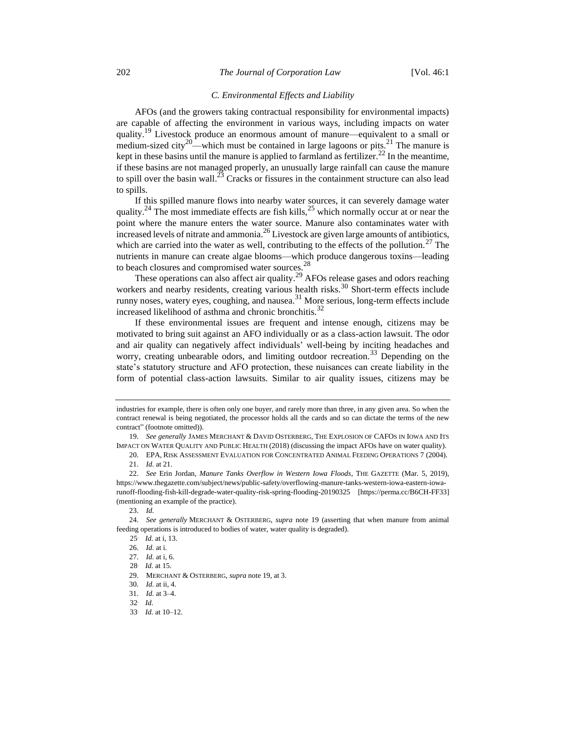### *C. Environmental Effects and Liability*

AFOs (and the growers taking contractual responsibility for environmental impacts) are capable of affecting the environment in various ways, including impacts on water quality.[19] Livestock produce an enormous amount of manure—equivalent to a small or medium-sized city[20]—which must be contained in large lagoons or pits.[21] The manure is kept in these basins until the manure is applied to farmland as fertilizer.[22] In the meantime, if these basins are not managed properly, an unusually large rainfall can cause the manure to spill over the basin wall.[23] Cracks or fissures in the containment structure can also lead to spills.

If this spilled manure flows into nearby water sources, it can severely damage water quality.[24] The most immediate effects are fish kills,[25] which normally occur at or near the point where the manure enters the water source. Manure also contaminates water with increased levels of nitrate and ammonia.[26] Livestock are given large amounts of antibiotics, which are carried into the water as well, contributing to the effects of the pollution.[27] The nutrients in manure can create algae blooms—which produce dangerous toxins—leading to beach closures and compromised water sources.[28]

These operations can also affect air quality.[29] AFOs release gases and odors reaching workers and nearby residents, creating various health risks.[30] Short-term effects include runny noses, watery eyes, coughing, and nausea.[31] More serious, long-term effects include increased likelihood of asthma and chronic bronchitis.[32]

If these environmental issues are frequent and intense enough, citizens may be motivated to bring suit against an AFO individually or as a class-action lawsuit. The odor and air quality can negatively affect individuals' well-being by inciting headaches and worry, creating unbearable odors, and limiting outdoor recreation.[33] Depending on the state's statutory structure and AFO protection, these nuisances can create liability in the form of potential class-action lawsuits. Similar to air quality issues, citizens may be

---

industries for example, there is often only one buyer, and rarely more than three, in any given area. So when the contract renewal is being negotiated, the processor holds all the cards and so can dictate the terms of the new contract" (footnote omitted)).

19. *See generally* JAMES MERCHANT & DAVID OSTERBERG, THE EXPLOSION OF CAFOS IN IOWA AND ITS IMPACT ON WATER QUALITY AND PUBLIC HEALTH (2018) (discussing the impact AFOs have on water quality).

20. EPA, RISK ASSESSMENT EVALUATION FOR CONCENTRATED ANIMAL FEEDING OPERATIONS 7 (2004).

21. *Id.* at 21.

22. *See* Erin Jordan, *Manure Tanks Overflow in Western Iowa Floods*, THE GAZETTE (Mar. 5, 2019), https://www.thegazette.com/subject/news/public-safety/overflowing-manure-tanks-western-iowa-eastern-iowa-runoff-flooding-fish-kill-degrade-water-quality-risk-spring-flooding-20190325 [https://perma.cc/B6CH-FF33] (mentioning an example of the practice).

23. *Id.*

24. *See generally* MERCHANT & OSTERBERG, *supra* note 19 (asserting that when manure from animal feeding operations is introduced to bodies of water, water quality is degraded).

25. *Id.* at i, 13.

26. *Id.* at i.

27. *Id.* at i, 6.

28. *Id.* at 15.

29. MERCHANT & OSTERBERG, *supra* note 19, at 3.

30. *Id.* at ii, 4.

31. *Id.* at 3–4.

32. *Id.*

33. *Id.* at 10–12.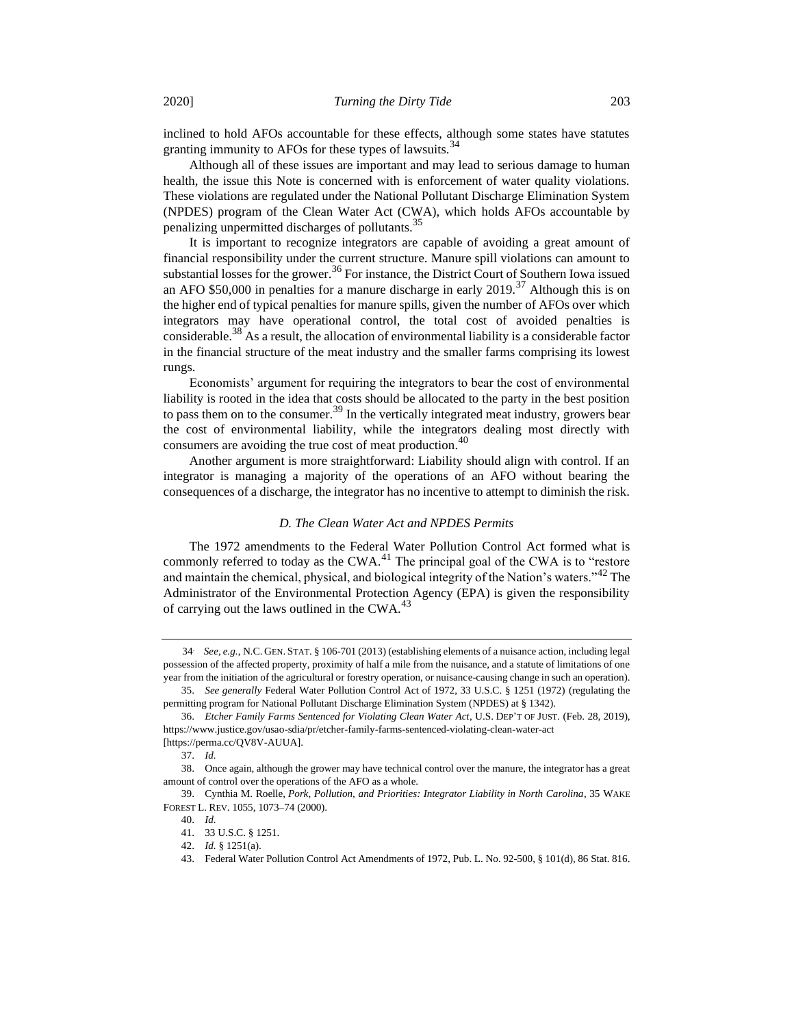inclined to hold AFOs accountable for these effects, although some states have statutes granting immunity to AFOs for these types of lawsuits.[34]

Although all of these issues are important and may lead to serious damage to human health, the issue this Note is concerned with is enforcement of water quality violations. These violations are regulated under the National Pollutant Discharge Elimination System (NPDES) program of the Clean Water Act (CWA), which holds AFOs accountable by penalizing unpermitted discharges of pollutants.[35]

It is important to recognize integrators are capable of avoiding a great amount of financial responsibility under the current structure. Manure spill violations can amount to substantial losses for the grower.[36] For instance, the District Court of Southern Iowa issued an AFO $50,000 in penalties for a manure discharge in early 2019.[37] Although this is on the higher end of typical penalties for manure spills, given the number of AFOs over which integrators may have operational control, the total cost of avoided penalties is considerable.[38] As a result, the allocation of environmental liability is a considerable factor in the financial structure of the meat industry and the smaller farms comprising its lowest rungs.

Economists' argument for requiring the integrators to bear the cost of environmental liability is rooted in the idea that costs should be allocated to the party in the best position to pass them on to the consumer.[39] In the vertically integrated meat industry, growers bear the cost of environmental liability, while the integrators dealing most directly with consumers are avoiding the true cost of meat production.[40]

Another argument is more straightforward: Liability should align with control. If an integrator is managing a majority of the operations of an AFO without bearing the consequences of a discharge, the integrator has no incentive to attempt to diminish the risk.

### *D. The Clean Water Act and NPDES Permits*

The 1972 amendments to the Federal Water Pollution Control Act formed what is commonly referred to today as the CWA.[41] The principal goal of the CWA is to "restore and maintain the chemical, physical, and biological integrity of the Nation's waters."[42] The Administrator of the Environmental Protection Agency (EPA) is given the responsibility of carrying out the laws outlined in the CWA.[43]

---

34. *See, e.g.*, N.C. GEN. STAT. § 106-701 (2013) (establishing elements of a nuisance action, including legal possession of the affected property, proximity of half a mile from the nuisance, and a statute of limitations of one year from the initiation of the agricultural or forestry operation, or nuisance-causing change in such an operation).

35. *See generally* Federal Water Pollution Control Act of 1972, 33 U.S.C. § 1251 (1972) (regulating the permitting program for National Pollutant Discharge Elimination System (NPDES) at § 1342).

36. *Etcher Family Farms Sentenced for Violating Clean Water Act*, U.S. DEP'T OF JUST. (Feb. 28, 2019), https://www.justice.gov/usao-sdia/pr/etcher-family-farms-sentenced-violating-clean-water-act [https://perma.cc/QV8V-AUUA].

37. *Id.*

38. Once again, although the grower may have technical control over the manure, the integrator has a great amount of control over the operations of the AFO as a whole.

39. Cynthia M. Roelle, *Pork, Pollution, and Priorities: Integrator Liability in North Carolina*, 35 WAKE FOREST L. REV. 1055, 1073–74 (2000).

40. *Id.*

41. 33 U.S.C. § 1251.

42. *Id.* § 1251(a).

43. Federal Water Pollution Control Act Amendments of 1972, Pub. L. No. 92-500, § 101(d), 86 Stat. 816.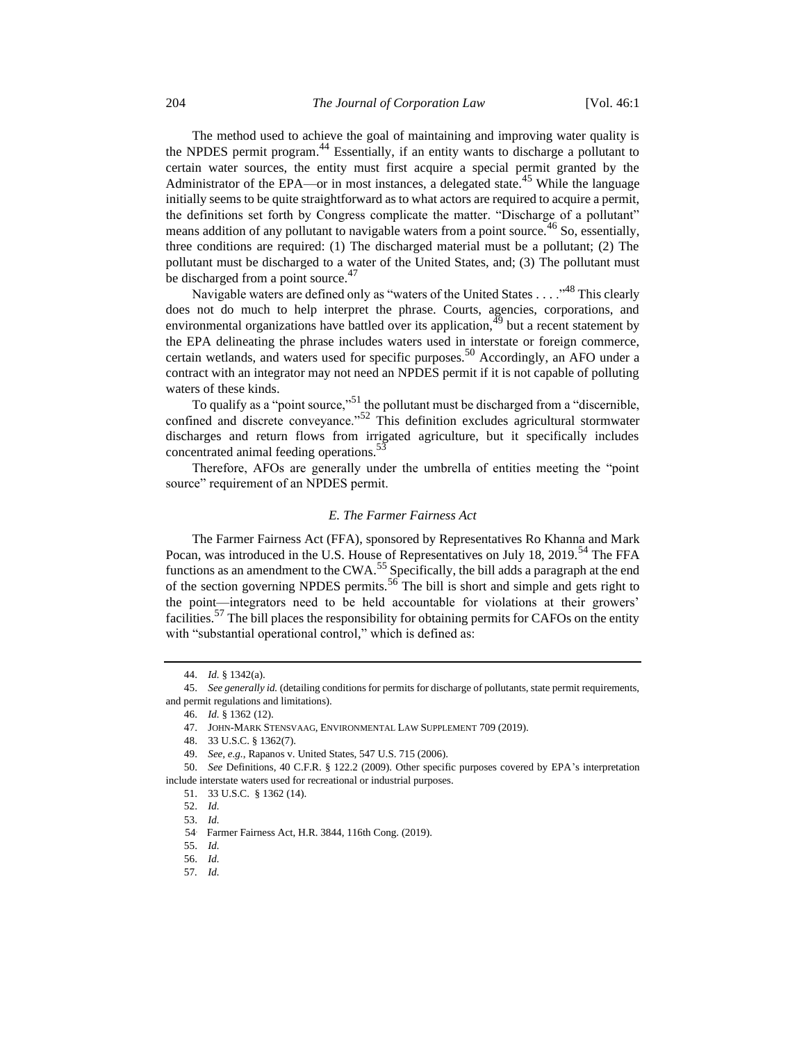The method used to achieve the goal of maintaining and improving water quality is the NPDES permit program.[44] Essentially, if an entity wants to discharge a pollutant to certain water sources, the entity must first acquire a special permit granted by the Administrator of the EPA—or in most instances, a delegated state.[45] While the language initially seems to be quite straightforward as to what actors are required to acquire a permit, the definitions set forth by Congress complicate the matter. "Discharge of a pollutant" means addition of any pollutant to navigable waters from a point source.[46] So, essentially, three conditions are required: (1) The discharged material must be a pollutant; (2) The pollutant must be discharged to a water of the United States, and; (3) The pollutant must be discharged from a point source.[47]

Navigable waters are defined only as "waters of the United States . . . ."[48] This clearly does not do much to help interpret the phrase. Courts, agencies, corporations, and environmental organizations have battled over its application,[49] but a recent statement by the EPA delineating the phrase includes waters used in interstate or foreign commerce, certain wetlands, and waters used for specific purposes.[50] Accordingly, an AFO under a contract with an integrator may not need an NPDES permit if it is not capable of polluting waters of these kinds.

To qualify as a "point source,"[51] the pollutant must be discharged from a "discernible, confined and discrete conveyance."[52] This definition excludes agricultural stormwater discharges and return flows from irrigated agriculture, but it specifically includes concentrated animal feeding operations.[53]

Therefore, AFOs are generally under the umbrella of entities meeting the "point source" requirement of an NPDES permit.

### *E. The Farmer Fairness Act*

The Farmer Fairness Act (FFA), sponsored by Representatives Ro Khanna and Mark Pocan, was introduced in the U.S. House of Representatives on July 18, 2019.[54] The FFA functions as an amendment to the CWA.[55] Specifically, the bill adds a paragraph at the end of the section governing NPDES permits.[56] The bill is short and simple and gets right to the point—integrators need to be held accountable for violations at their growers' facilities.[57] The bill places the responsibility for obtaining permits for CAFOs on the entity with "substantial operational control," which is defined as:

---

44. *Id.* § 1342(a).

45. *See generally id.* (detailing conditions for permits for discharge of pollutants, state permit requirements, and permit regulations and limitations).

46. *Id.* § 1362 (12).

47. JOHN-MARK STENSVAAG, ENVIRONMENTAL LAW SUPPLEMENT 709 (2019).

48. 33 U.S.C. § 1362(7).

49. *See, e.g.*, Rapanos v. United States, 547 U.S. 715 (2006).

50. *See* Definitions, 40 C.F.R. § 122.2 (2009). Other specific purposes covered by EPA's interpretation include interstate waters used for recreational or industrial purposes.

51. 33 U.S.C. § 1362 (14).

52. *Id.*

53. *Id.*

54. Farmer Fairness Act, H.R. 3844, 116th Cong. (2019).

55. *Id.*

56. *Id.*

57. *Id.*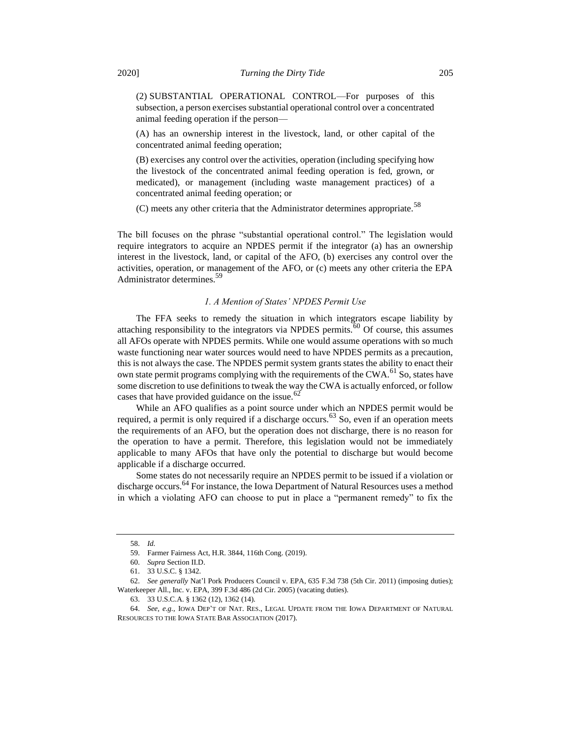(2) SUBSTANTIAL OPERATIONAL CONTROL—For purposes of this subsection, a person exercises substantial operational control over a concentrated animal feeding operation if the person—

(A) has an ownership interest in the livestock, land, or other capital of the concentrated animal feeding operation;

(B) exercises any control over the activities, operation (including specifying how the livestock of the concentrated animal feeding operation is fed, grown, or medicated), or management (including waste management practices) of a concentrated animal feeding operation; or

(C) meets any other criteria that the Administrator determines appropriate.[58]

The bill focuses on the phrase "substantial operational control." The legislation would require integrators to acquire an NPDES permit if the integrator (a) has an ownership interest in the livestock, land, or capital of the AFO, (b) exercises any control over the activities, operation, or management of the AFO, or (c) meets any other criteria the EPA Administrator determines.[59]

### *1. A Mention of States' NPDES Permit Use*

The FFA seeks to remedy the situation in which integrators escape liability by attaching responsibility to the integrators via NPDES permits.[60] Of course, this assumes all AFOs operate with NPDES permits. While one would assume operations with so much waste functioning near water sources would need to have NPDES permits as a precaution, this is not always the case. The NPDES permit system grants states the ability to enact their own state permit programs complying with the requirements of the CWA.[61] So, states have some discretion to use definitions to tweak the way the CWA is actually enforced, or follow cases that have provided guidance on the issue.[62]

While an AFO qualifies as a point source under which an NPDES permit would be required, a permit is only required if a discharge occurs.[63] So, even if an operation meets the requirements of an AFO, but the operation does not discharge, there is no reason for the operation to have a permit. Therefore, this legislation would not be immediately applicable to many AFOs that have only the potential to discharge but would become applicable if a discharge occurred.

Some states do not necessarily require an NPDES permit to be issued if a violation or discharge occurs.[64] For instance, the Iowa Department of Natural Resources uses a method in which a violating AFO can choose to put in place a "permanent remedy" to fix the

---

58. *Id.*

59. Farmer Fairness Act, H.R. 3844, 116th Cong. (2019).

60. *Supra* Section II.D.

61. 33 U.S.C. § 1342.

62. *See generally* Nat'l Pork Producers Council v. EPA, 635 F.3d 738 (5th Cir. 2011) (imposing duties); Waterkeeper All., Inc. v. EPA, 399 F.3d 486 (2d Cir. 2005) (vacating duties).

63. 33 U.S.C.A. § 1362 (12), 1362 (14).

64. *See, e.g.*, IOWA DEP'T OF NAT. RES., LEGAL UPDATE FROM THE IOWA DEPARTMENT OF NATURAL RESOURCES TO THE IOWA STATE BAR ASSOCIATION (2017).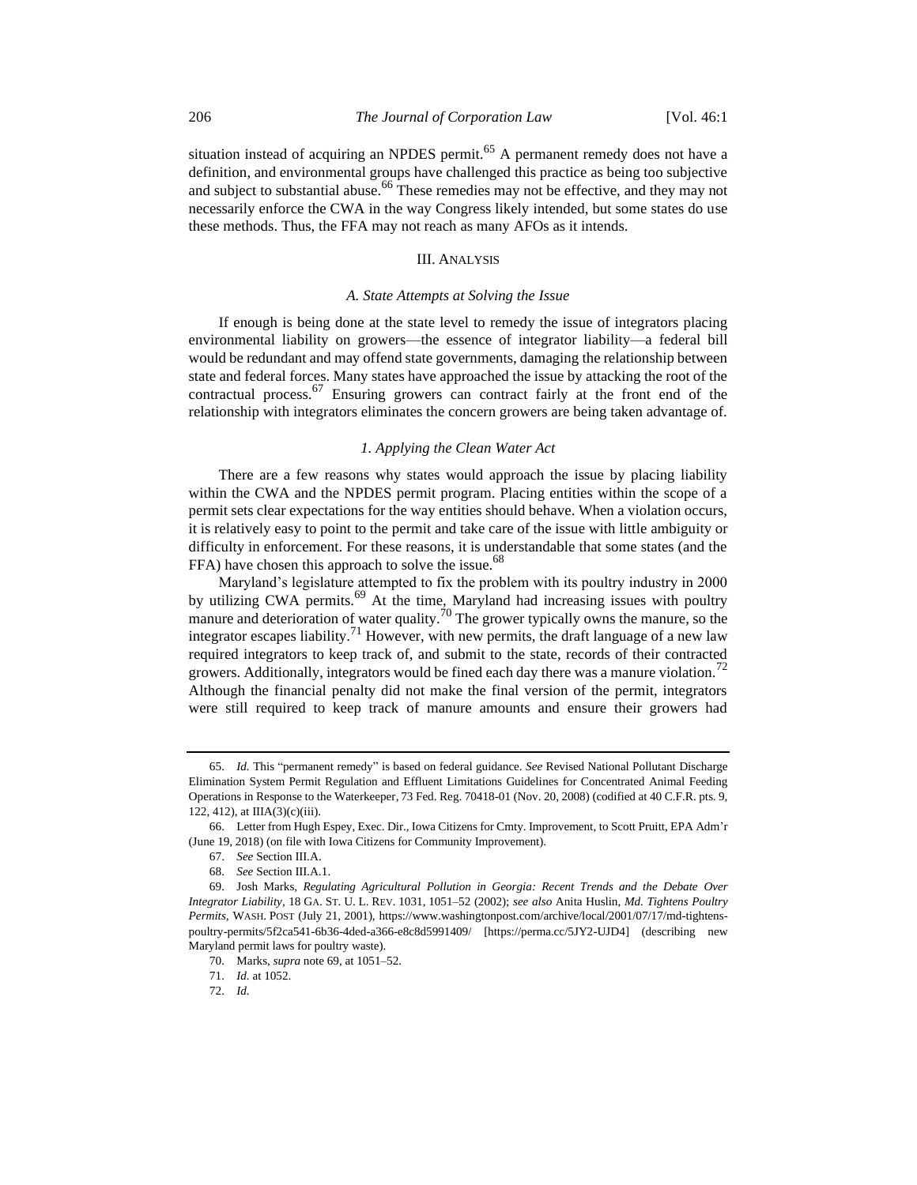situation instead of acquiring an NPDES permit.[65] A permanent remedy does not have a definition, and environmental groups have challenged this practice as being too subjective and subject to substantial abuse.[66] These remedies may not be effective, and they may not necessarily enforce the CWA in the way Congress likely intended, but some states do use these methods. Thus, the FFA may not reach as many AFOs as it intends.

## III. ANALYSIS

### *A. State Attempts at Solving the Issue*

If enough is being done at the state level to remedy the issue of integrators placing environmental liability on growers—the essence of integrator liability—a federal bill would be redundant and may offend state governments, damaging the relationship between state and federal forces. Many states have approached the issue by attacking the root of the contractual process.[67] Ensuring growers can contract fairly at the front end of the relationship with integrators eliminates the concern growers are being taken advantage of.

#### *1. Applying the Clean Water Act*

There are a few reasons why states would approach the issue by placing liability within the CWA and the NPDES permit program. Placing entities within the scope of a permit sets clear expectations for the way entities should behave. When a violation occurs, it is relatively easy to point to the permit and take care of the issue with little ambiguity or difficulty in enforcement. For these reasons, it is understandable that some states (and the FFA) have chosen this approach to solve the issue.[68]

Maryland's legislature attempted to fix the problem with its poultry industry in 2000 by utilizing CWA permits.[69] At the time, Maryland had increasing issues with poultry manure and deterioration of water quality.[70] The grower typically owns the manure, so the integrator escapes liability.[71] However, with new permits, the draft language of a new law required integrators to keep track of, and submit to the state, records of their contracted growers. Additionally, integrators would be fined each day there was a manure violation.[72] Although the financial penalty did not make the final version of the permit, integrators were still required to keep track of manure amounts and ensure their growers had

---

65. *Id.* This "permanent remedy" is based on federal guidance. *See* Revised National Pollutant Discharge Elimination System Permit Regulation and Effluent Limitations Guidelines for Concentrated Animal Feeding Operations in Response to the Waterkeeper, 73 Fed. Reg. 70418-01 (Nov. 20, 2008) (codified at 40 C.F.R. pts. 9, 122, 412), at IIIA(3)(c)(iii).

66. Letter from Hugh Espey, Exec. Dir., Iowa Citizens for Cmty. Improvement, to Scott Pruitt, EPA Adm'r (June 19, 2018) (on file with Iowa Citizens for Community Improvement).

67. *See* Section III.A.

68. *See* Section III.A.1.

69. Josh Marks, *Regulating Agricultural Pollution in Georgia: Recent Trends and the Debate Over Integrator Liability*, 18 GA. ST. U. L. REV. 1031, 1051–52 (2002); *see also* Anita Huslin, *Md. Tightens Poultry Permits*, WASH. POST (July 21, 2001), https://www.washingtonpost.com/archive/local/2001/07/17/md-tightens-poultry-permits/5f2ca541-6b36-4ded-a366-e8c8d5991409/ [https://perma.cc/5JY2-UJD4] (describing new Maryland permit laws for poultry waste).

70. Marks, *supra* note 69, at 1051–52.

71. *Id.* at 1052.

72. *Id.*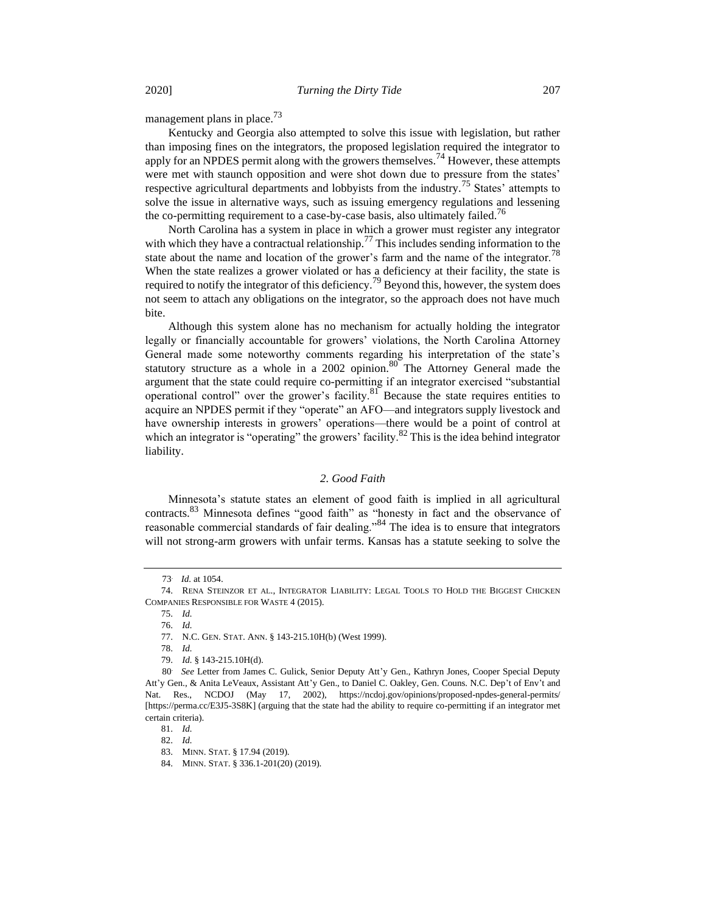management plans in place.[73]

Kentucky and Georgia also attempted to solve this issue with legislation, but rather than imposing fines on the integrators, the proposed legislation required the integrator to apply for an NPDES permit along with the growers themselves.[74] However, these attempts were met with staunch opposition and were shot down due to pressure from the states' respective agricultural departments and lobbyists from the industry.[75] States' attempts to solve the issue in alternative ways, such as issuing emergency regulations and lessening the co-permitting requirement to a case-by-case basis, also ultimately failed.[76]

North Carolina has a system in place in which a grower must register any integrator with which they have a contractual relationship.[77] This includes sending information to the state about the name and location of the grower's farm and the name of the integrator.[78] When the state realizes a grower violated or has a deficiency at their facility, the state is required to notify the integrator of this deficiency.[79] Beyond this, however, the system does not seem to attach any obligations on the integrator, so the approach does not have much bite.

Although this system alone has no mechanism for actually holding the integrator legally or financially accountable for growers' violations, the North Carolina Attorney General made some noteworthy comments regarding his interpretation of the state's statutory structure as a whole in a 2002 opinion.[80] The Attorney General made the argument that the state could require co-permitting if an integrator exercised "substantial operational control" over the grower's facility.[81] Because the state requires entities to acquire an NPDES permit if they "operate" an AFO—and integrators supply livestock and have ownership interests in growers' operations—there would be a point of control at which an integrator is "operating" the growers' facility.[82] This is the idea behind integrator liability.

### *2. Good Faith*

Minnesota's statute states an element of good faith is implied in all agricultural contracts.[83] Minnesota defines "good faith" as "honesty in fact and the observance of reasonable commercial standards of fair dealing."[84] The idea is to ensure that integrators will not strong-arm growers with unfair terms. Kansas has a statute seeking to solve the

---

73. *Id.* at 1054.

74. RENA STEINZOR ET AL., INTEGRATOR LIABILITY: LEGAL TOOLS TO HOLD THE BIGGEST CHICKEN COMPANIES RESPONSIBLE FOR WASTE 4 (2015).

75. *Id.*

76. *Id.*

77. N.C. GEN. STAT. ANN. § 143-215.10H(b) (West 1999).

78. *Id.*

79. *Id.* § 143-215.10H(d).

80. *See* Letter from James C. Gulick, Senior Deputy Att'y Gen., Kathryn Jones, Cooper Special Deputy Att'y Gen., & Anita LeVeaux, Assistant Att'y Gen., to Daniel C. Oakley, Gen. Couns. N.C. Dep't of Env't and Nat. Res., NCDOJ (May 17, 2002), https://ncdoj.gov/opinions/proposed-npdes-general-permits/ [https://perma.cc/E3J5-3S8K] (arguing that the state had the ability to require co-permitting if an integrator met certain criteria).

81. *Id.*

82. *Id.*

83. MINN. STAT. § 17.94 (2019).

84. MINN. STAT. § 336.1-201(20) (2019).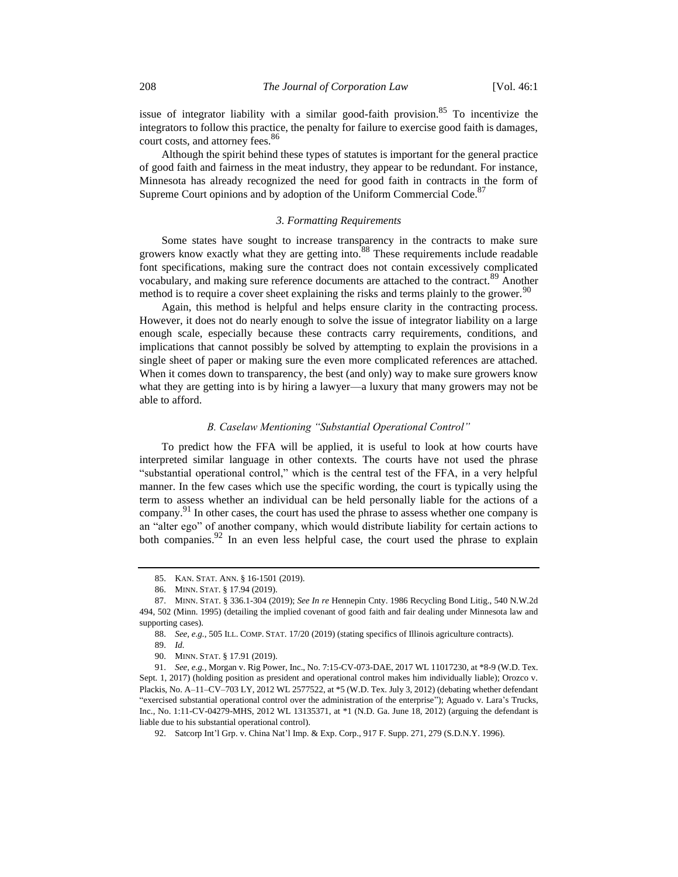issue of integrator liability with a similar good-faith provision.[85] To incentivize the integrators to follow this practice, the penalty for failure to exercise good faith is damages, court costs, and attorney fees.[86]

Although the spirit behind these types of statutes is important for the general practice of good faith and fairness in the meat industry, they appear to be redundant. For instance, Minnesota has already recognized the need for good faith in contracts in the form of Supreme Court opinions and by adoption of the Uniform Commercial Code.[87]

### *3. Formatting Requirements*

Some states have sought to increase transparency in the contracts to make sure growers know exactly what they are getting into.[88] These requirements include readable font specifications, making sure the contract does not contain excessively complicated vocabulary, and making sure reference documents are attached to the contract.[89] Another method is to require a cover sheet explaining the risks and terms plainly to the grower.[90]

Again, this method is helpful and helps ensure clarity in the contracting process. However, it does not do nearly enough to solve the issue of integrator liability on a large enough scale, especially because these contracts carry requirements, conditions, and implications that cannot possibly be solved by attempting to explain the provisions in a single sheet of paper or making sure the even more complicated references are attached. When it comes down to transparency, the best (and only) way to make sure growers know what they are getting into is by hiring a lawyer—a luxury that many growers may not be able to afford.

## *B. Caselaw Mentioning "Substantial Operational Control"*

To predict how the FFA will be applied, it is useful to look at how courts have interpreted similar language in other contexts. The courts have not used the phrase "substantial operational control," which is the central test of the FFA, in a very helpful manner. In the few cases which use the specific wording, the court is typically using the term to assess whether an individual can be held personally liable for the actions of a company.[91] In other cases, the court has used the phrase to assess whether one company is an "alter ego" of another company, which would distribute liability for certain actions to both companies.[92] In an even less helpful case, the court used the phrase to explain

---

85. KAN. STAT. ANN. § 16-1501 (2019).

86. MINN. STAT. § 17.94 (2019).

87. MINN. STAT. § 336.1-304 (2019); *See In re* Hennepin Cnty. 1986 Recycling Bond Litig., 540 N.W.2d 494, 502 (Minn. 1995) (detailing the implied covenant of good faith and fair dealing under Minnesota law and supporting cases).

88. *See, e.g.*, 505 ILL. COMP. STAT. 17/20 (2019) (stating specifics of Illinois agriculture contracts).

89. *Id.*

90. MINN. STAT. § 17.91 (2019).

91. *See, e.g.*, Morgan v. Rig Power, Inc., No. 7:15-CV-073-DAE, 2017 WL 11017230, at *8-9 (W.D. Tex. Sept. 1, 2017) (holding position as president and operational control makes him individually liable); Orozco v. Plackis, No. A–11–CV–703 LY, 2012 WL 2577522, at *5 (W.D. Tex. July 3, 2012) (debating whether defendant "exercised substantial operational control over the administration of the enterprise"); Aguado v. Lara's Trucks, Inc., No. 1:11-CV-04279-MHS, 2012 WL 13135371, at *1 (N.D. Ga. June 18, 2012) (arguing the defendant is liable due to his substantial operational control).

92. Satcorp Int'l Grp. v. China Nat'l Imp. & Exp. Corp., 917 F. Supp. 271, 279 (S.D.N.Y. 1996).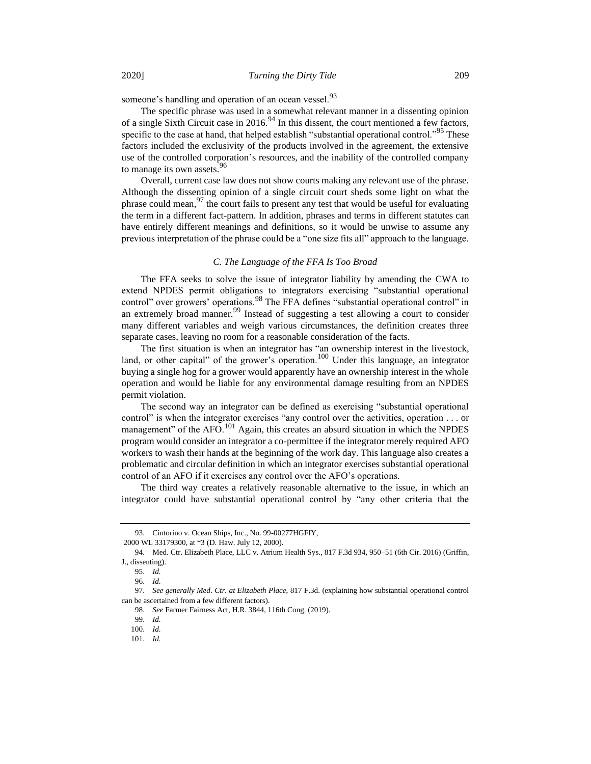someone's handling and operation of an ocean vessel.[93]

The specific phrase was used in a somewhat relevant manner in a dissenting opinion of a single Sixth Circuit case in 2016.[94] In this dissent, the court mentioned a few factors, specific to the case at hand, that helped establish "substantial operational control."[95] These factors included the exclusivity of the products involved in the agreement, the extensive use of the controlled corporation's resources, and the inability of the controlled company to manage its own assets.[96]

Overall, current case law does not show courts making any relevant use of the phrase. Although the dissenting opinion of a single circuit court sheds some light on what the phrase could mean,[97] the court fails to present any test that would be useful for evaluating the term in a different fact-pattern. In addition, phrases and terms in different statutes can have entirely different meanings and definitions, so it would be unwise to assume any previous interpretation of the phrase could be a "one size fits all" approach to the language.

### *C. The Language of the FFA Is Too Broad*

The FFA seeks to solve the issue of integrator liability by amending the CWA to extend NPDES permit obligations to integrators exercising "substantial operational control" over growers' operations.[98] The FFA defines "substantial operational control" in an extremely broad manner.[99] Instead of suggesting a test allowing a court to consider many different variables and weigh various circumstances, the definition creates three separate cases, leaving no room for a reasonable consideration of the facts.

The first situation is when an integrator has "an ownership interest in the livestock, land, or other capital" of the grower's operation.[100] Under this language, an integrator buying a single hog for a grower would apparently have an ownership interest in the whole operation and would be liable for any environmental damage resulting from an NPDES permit violation.

The second way an integrator can be defined as exercising "substantial operational control" is when the integrator exercises "any control over the activities, operation . . . or management" of the AFO.[101] Again, this creates an absurd situation in which the NPDES program would consider an integrator a co-permittee if the integrator merely required AFO workers to wash their hands at the beginning of the work day. This language also creates a problematic and circular definition in which an integrator exercises substantial operational control of an AFO if it exercises any control over the AFO's operations.

The third way creates a relatively reasonable alternative to the issue, in which an integrator could have substantial operational control by "any other criteria that the

---

93. Cintorino v. Ocean Ships, Inc., No. 99-00277HGFIY, 2000 WL 33179300, at *3 (D. Haw. July 12, 2000).

94. Med. Ctr. Elizabeth Place, LLC v. Atrium Health Sys., 817 F.3d 934, 950–51 (6th Cir. 2016) (Griffin, J., dissenting).

95. *Id.*

96. *Id.*

97. *See generally Med. Ctr. at Elizabeth Place*, 817 F.3d. (explaining how substantial operational control can be ascertained from a few different factors).

98. *See* Farmer Fairness Act, H.R. 3844, 116th Cong. (2019).

99. *Id.*

100. *Id.*

101. *Id.*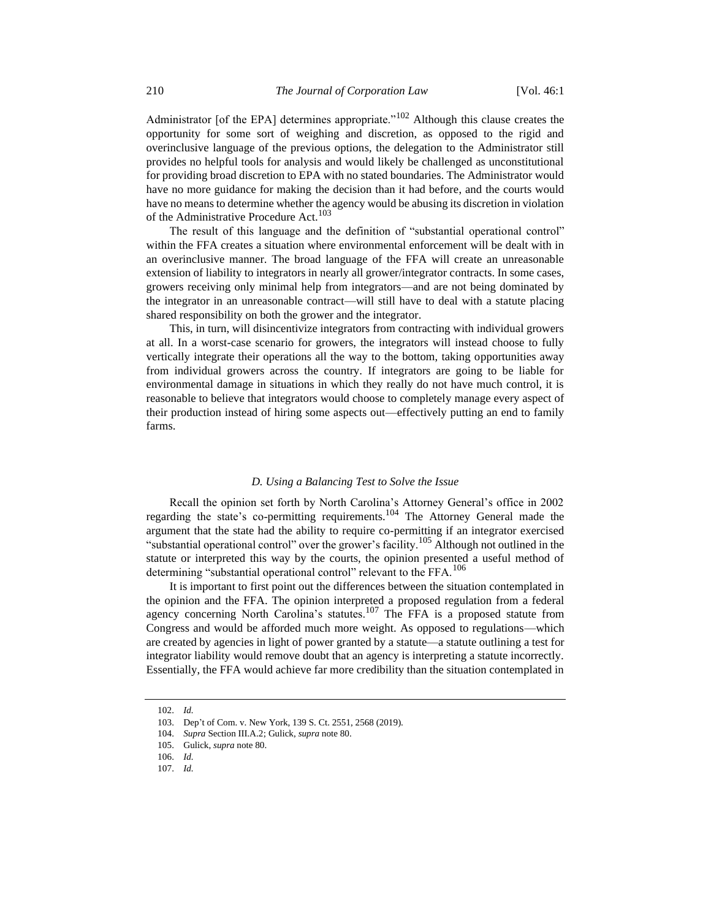Administrator [of the EPA] determines appropriate."[102] Although this clause creates the opportunity for some sort of weighing and discretion, as opposed to the rigid and overinclusive language of the previous options, the delegation to the Administrator still provides no helpful tools for analysis and would likely be challenged as unconstitutional for providing broad discretion to EPA with no stated boundaries. The Administrator would have no more guidance for making the decision than it had before, and the courts would have no means to determine whether the agency would be abusing its discretion in violation of the Administrative Procedure Act.[103]

The result of this language and the definition of "substantial operational control" within the FFA creates a situation where environmental enforcement will be dealt with in an overinclusive manner. The broad language of the FFA will create an unreasonable extension of liability to integrators in nearly all grower/integrator contracts. In some cases, growers receiving only minimal help from integrators—and are not being dominated by the integrator in an unreasonable contract—will still have to deal with a statute placing shared responsibility on both the grower and the integrator.

This, in turn, will disincentivize integrators from contracting with individual growers at all. In a worst-case scenario for growers, the integrators will instead choose to fully vertically integrate their operations all the way to the bottom, taking opportunities away from individual growers across the country. If integrators are going to be liable for environmental damage in situations in which they really do not have much control, it is reasonable to believe that integrators would choose to completely manage every aspect of their production instead of hiring some aspects out—effectively putting an end to family farms.

### *D. Using a Balancing Test to Solve the Issue*

Recall the opinion set forth by North Carolina's Attorney General's office in 2002 regarding the state's co-permitting requirements.[104] The Attorney General made the argument that the state had the ability to require co-permitting if an integrator exercised "substantial operational control" over the grower's facility.[105] Although not outlined in the statute or interpreted this way by the courts, the opinion presented a useful method of determining "substantial operational control" relevant to the FFA.[106]

It is important to first point out the differences between the situation contemplated in the opinion and the FFA. The opinion interpreted a proposed regulation from a federal agency concerning North Carolina's statutes.[107] The FFA is a proposed statute from Congress and would be afforded much more weight. As opposed to regulations—which are created by agencies in light of power granted by a statute—a statute outlining a test for integrator liability would remove doubt that an agency is interpreting a statute incorrectly. Essentially, the FFA would achieve far more credibility than the situation contemplated in

---

102. *Id.*

103. Dep't of Com. v. New York, 139 S. Ct. 2551, 2568 (2019).

104. *Supra* Section III.A.2; Gulick, *supra* note 80.

105. Gulick, *supra* note 80.

106. *Id.*

107. *Id.*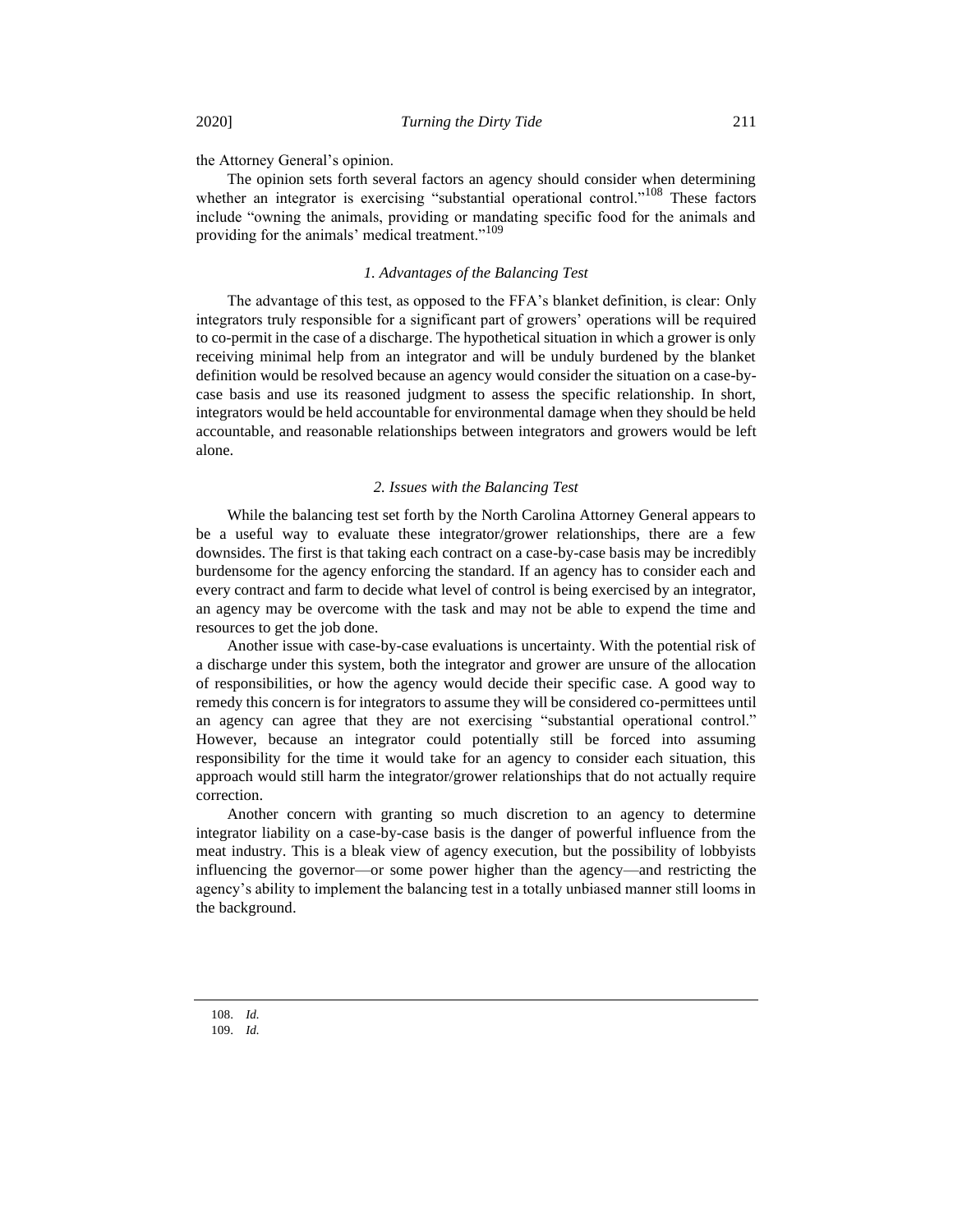the Attorney General's opinion.

The opinion sets forth several factors an agency should consider when determining whether an integrator is exercising "substantial operational control."[108] These factors include "owning the animals, providing or mandating specific food for the animals and providing for the animals' medical treatment."[109]

### *1. Advantages of the Balancing Test*

The advantage of this test, as opposed to the FFA's blanket definition, is clear: Only integrators truly responsible for a significant part of growers' operations will be required to co-permit in the case of a discharge. The hypothetical situation in which a grower is only receiving minimal help from an integrator and will be unduly burdened by the blanket definition would be resolved because an agency would consider the situation on a case-by-case basis and use its reasoned judgment to assess the specific relationship. In short, integrators would be held accountable for environmental damage when they should be held accountable, and reasonable relationships between integrators and growers would be left alone.

### *2. Issues with the Balancing Test*

While the balancing test set forth by the North Carolina Attorney General appears to be a useful way to evaluate these integrator/grower relationships, there are a few downsides. The first is that taking each contract on a case-by-case basis may be incredibly burdensome for the agency enforcing the standard. If an agency has to consider each and every contract and farm to decide what level of control is being exercised by an integrator, an agency may be overcome with the task and may not be able to expend the time and resources to get the job done.

Another issue with case-by-case evaluations is uncertainty. With the potential risk of a discharge under this system, both the integrator and grower are unsure of the allocation of responsibilities, or how the agency would decide their specific case. A good way to remedy this concern is for integrators to assume they will be considered co-permittees until an agency can agree that they are not exercising "substantial operational control." However, because an integrator could potentially still be forced into assuming responsibility for the time it would take for an agency to consider each situation, this approach would still harm the integrator/grower relationships that do not actually require correction.

Another concern with granting so much discretion to an agency to determine integrator liability on a case-by-case basis is the danger of powerful influence from the meat industry. This is a bleak view of agency execution, but the possibility of lobbyists influencing the governor—or some power higher than the agency—and restricting the agency's ability to implement the balancing test in a totally unbiased manner still looms in the background.

---

108. *Id.*

109. *Id.*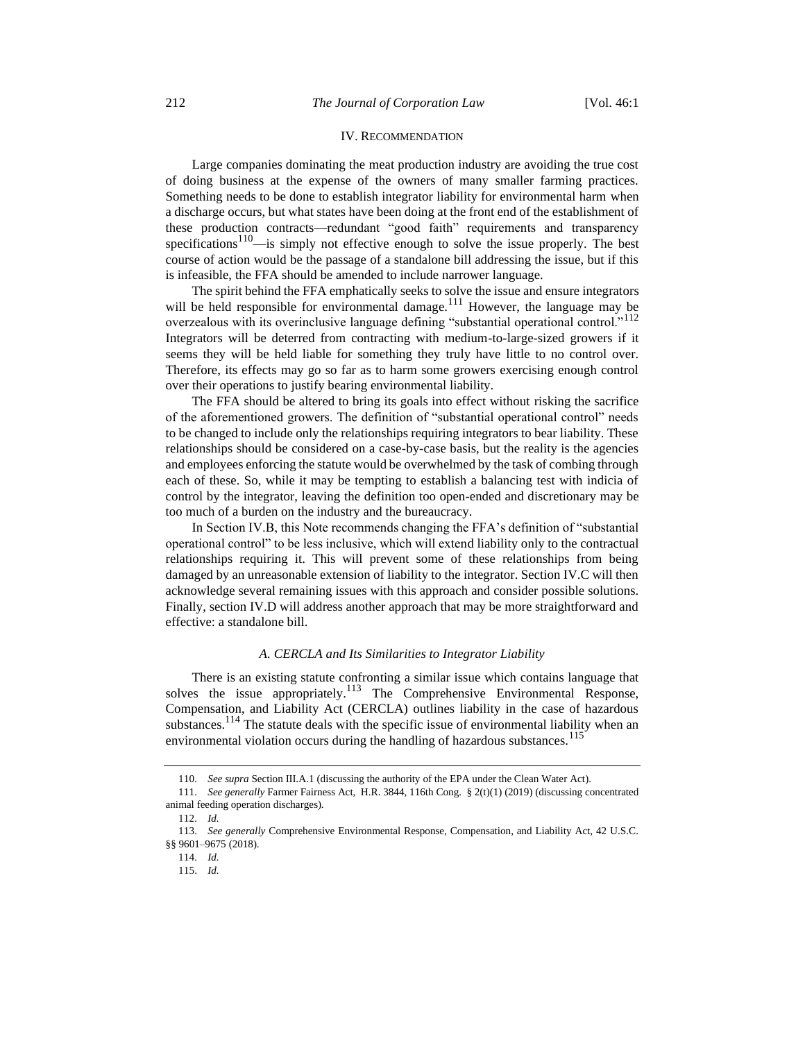## IV. RECOMMENDATION

Large companies dominating the meat production industry are avoiding the true cost of doing business at the expense of the owners of many smaller farming practices. Something needs to be done to establish integrator liability for environmental harm when a discharge occurs, but what states have been doing at the front end of the establishment of these production contracts—redundant "good faith" requirements and transparency specifications[110]—is simply not effective enough to solve the issue properly. The best course of action would be the passage of a standalone bill addressing the issue, but if this is infeasible, the FFA should be amended to include narrower language.

The spirit behind the FFA emphatically seeks to solve the issue and ensure integrators will be held responsible for environmental damage.[111] However, the language may be overzealous with its overinclusive language defining "substantial operational control."[112] Integrators will be deterred from contracting with medium-to-large-sized growers if it seems they will be held liable for something they truly have little to no control over. Therefore, its effects may go so far as to harm some growers exercising enough control over their operations to justify bearing environmental liability.

The FFA should be altered to bring its goals into effect without risking the sacrifice of the aforementioned growers. The definition of "substantial operational control" needs to be changed to include only the relationships requiring integrators to bear liability. These relationships should be considered on a case-by-case basis, but the reality is the agencies and employees enforcing the statute would be overwhelmed by the task of combing through each of these. So, while it may be tempting to establish a balancing test with indicia of control by the integrator, leaving the definition too open-ended and discretionary may be too much of a burden on the industry and the bureaucracy.

In Section IV.B, this Note recommends changing the FFA's definition of "substantial operational control" to be less inclusive, which will extend liability only to the contractual relationships requiring it. This will prevent some of these relationships from being damaged by an unreasonable extension of liability to the integrator. Section IV.C will then acknowledge several remaining issues with this approach and consider possible solutions. Finally, section IV.D will address another approach that may be more straightforward and effective: a standalone bill.

### *A. CERCLA and Its Similarities to Integrator Liability*

There is an existing statute confronting a similar issue which contains language that solves the issue appropriately.[113] The Comprehensive Environmental Response, Compensation, and Liability Act (CERCLA) outlines liability in the case of hazardous substances.[114] The statute deals with the specific issue of environmental liability when an environmental violation occurs during the handling of hazardous substances.[115]

---

110. *See supra* Section III.A.1 (discussing the authority of the EPA under the Clean Water Act).

111. *See generally* Farmer Fairness Act, H.R. 3844, 116th Cong. § 2(t)(1) (2019) (discussing concentrated animal feeding operation discharges).

112. *Id.*

113. *See generally* Comprehensive Environmental Response, Compensation, and Liability Act, 42 U.S.C. §§ 9601–9675 (2018).

114. *Id.*

115. *Id.*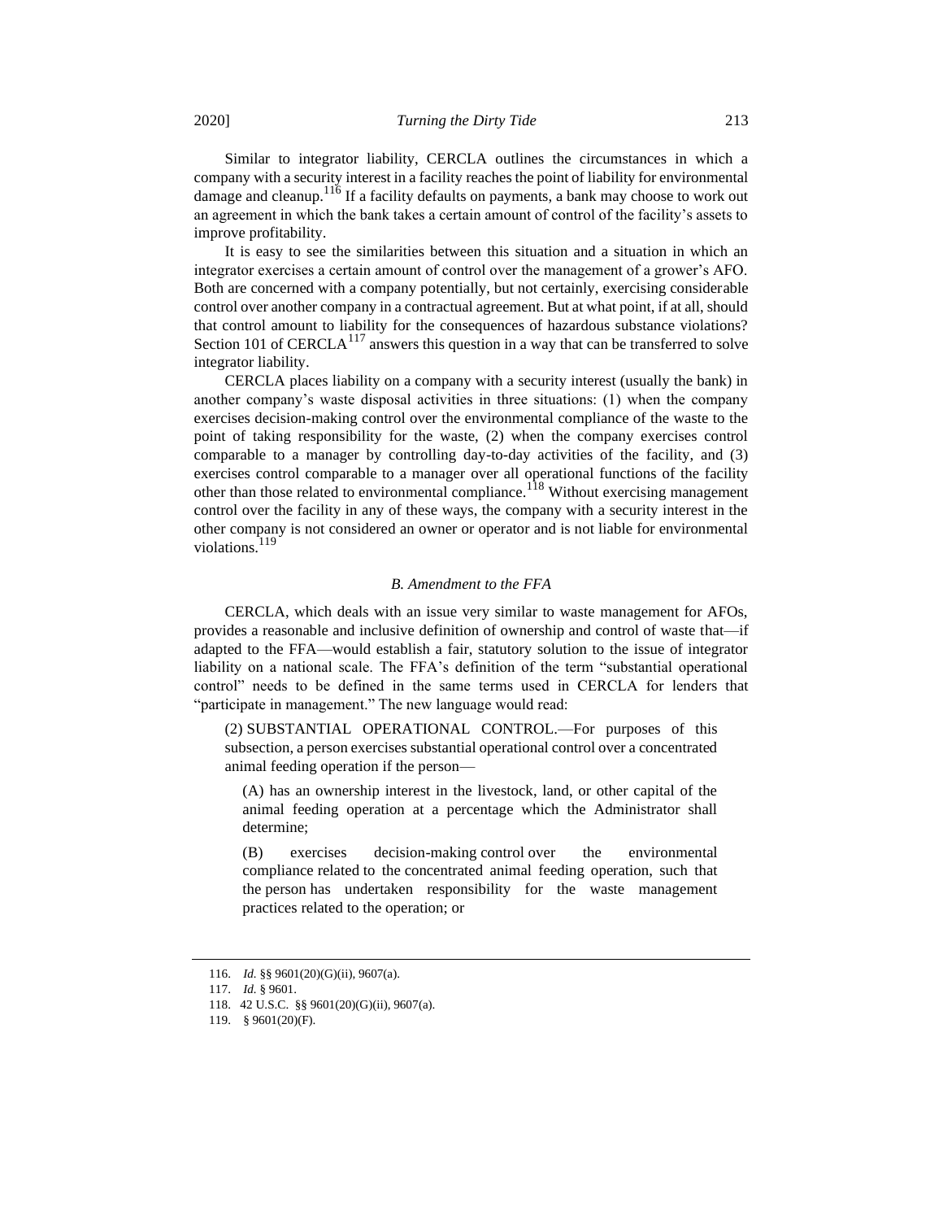Similar to integrator liability, CERCLA outlines the circumstances in which a company with a security interest in a facility reaches the point of liability for environmental damage and cleanup.[116] If a facility defaults on payments, a bank may choose to work out an agreement in which the bank takes a certain amount of control of the facility's assets to improve profitability.

It is easy to see the similarities between this situation and a situation in which an integrator exercises a certain amount of control over the management of a grower's AFO. Both are concerned with a company potentially, but not certainly, exercising considerable control over another company in a contractual agreement. But at what point, if at all, should that control amount to liability for the consequences of hazardous substance violations? Section 101 of CERCLA[117] answers this question in a way that can be transferred to solve integrator liability.

CERCLA places liability on a company with a security interest (usually the bank) in another company's waste disposal activities in three situations: (1) when the company exercises decision-making control over the environmental compliance of the waste to the point of taking responsibility for the waste, (2) when the company exercises control comparable to a manager by controlling day-to-day activities of the facility, and (3) exercises control comparable to a manager over all operational functions of the facility other than those related to environmental compliance.[118] Without exercising management control over the facility in any of these ways, the company with a security interest in the other company is not considered an owner or operator and is not liable for environmental violations.[119]

### *B. Amendment to the FFA*

CERCLA, which deals with an issue very similar to waste management for AFOs, provides a reasonable and inclusive definition of ownership and control of waste that—if adapted to the FFA—would establish a fair, statutory solution to the issue of integrator liability on a national scale. The FFA's definition of the term "substantial operational control" needs to be defined in the same terms used in CERCLA for lenders that "participate in management." The new language would read:

> (2) SUBSTANTIAL OPERATIONAL CONTROL.—For purposes of this subsection, a person exercises substantial operational control over a concentrated animal feeding operation if the person—
>
> > (A) has an ownership interest in the livestock, land, or other capital of the animal feeding operation at a percentage which the Administrator shall determine;
> >
> > (B) exercises decision-making control over the environmental compliance related to the concentrated animal feeding operation, such that the person has undertaken responsibility for the waste management practices related to the operation; or

---

116. *Id.* §§ 9601(20)(G)(ii), 9607(a).

117. *Id.* § 9601.

118. 42 U.S.C. §§ 9601(20)(G)(ii), 9607(a).

119. § 9601(20)(F).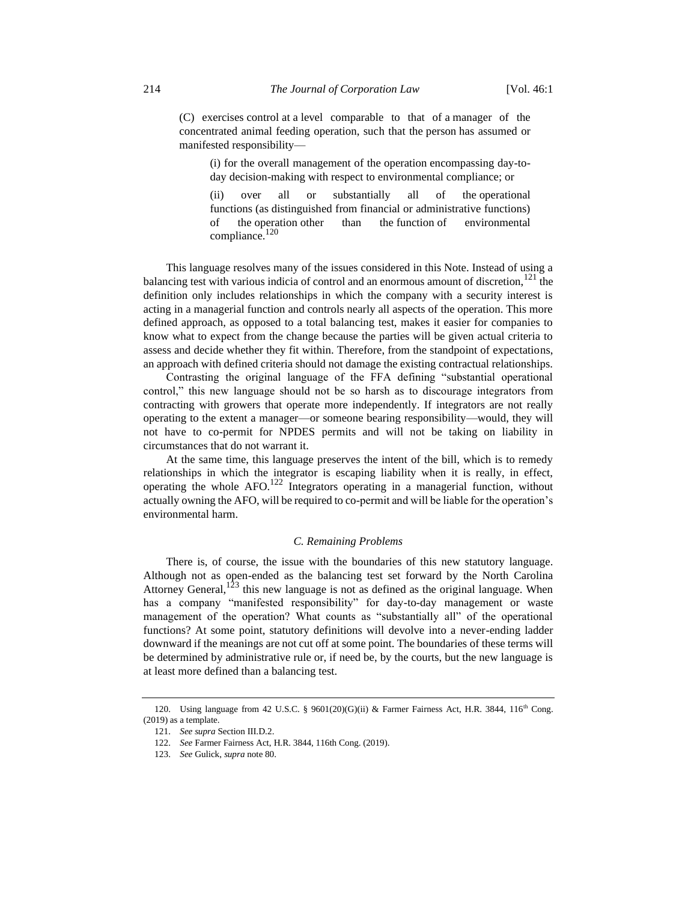> (C) exercises control at a level comparable to that of a manager of the concentrated animal feeding operation, such that the person has assumed or manifested responsibility—
>
> > (i) for the overall management of the operation encompassing day-to-day decision-making with respect to environmental compliance; or
> >
> > (ii) over all or substantially all of the operational functions (as distinguished from financial or administrative functions) of the operation other than the function of environmental compliance.[120]

This language resolves many of the issues considered in this Note. Instead of using a balancing test with various indicia of control and an enormous amount of discretion,[121] the definition only includes relationships in which the company with a security interest is acting in a managerial function and controls nearly all aspects of the operation. This more defined approach, as opposed to a total balancing test, makes it easier for companies to know what to expect from the change because the parties will be given actual criteria to assess and decide whether they fit within. Therefore, from the standpoint of expectations, an approach with defined criteria should not damage the existing contractual relationships.

Contrasting the original language of the FFA defining "substantial operational control," this new language should not be so harsh as to discourage integrators from contracting with growers that operate more independently. If integrators are not really operating to the extent a manager—or someone bearing responsibility—would, they will not have to co-permit for NPDES permits and will not be taking on liability in circumstances that do not warrant it.

At the same time, this language preserves the intent of the bill, which is to remedy relationships in which the integrator is escaping liability when it is really, in effect, operating the whole AFO.[122] Integrators operating in a managerial function, without actually owning the AFO, will be required to co-permit and will be liable for the operation's environmental harm.

### *C. Remaining Problems*

There is, of course, the issue with the boundaries of this new statutory language. Although not as open-ended as the balancing test set forward by the North Carolina Attorney General,[123] this new language is not as defined as the original language. When has a company "manifested responsibility" for day-to-day management or waste management of the operation? What counts as "substantially all" of the operational functions? At some point, statutory definitions will devolve into a never-ending ladder downward if the meanings are not cut off at some point. The boundaries of these terms will be determined by administrative rule or, if need be, by the courts, but the new language is at least more defined than a balancing test.

---

120. Using language from 42 U.S.C. § 9601(20)(G)(ii) & Farmer Fairness Act, H.R. 3844, 116th Cong. (2019) as a template.

121. *See supra* Section III.D.2.

122. *See* Farmer Fairness Act, H.R. 3844, 116th Cong. (2019).

123. *See* Gulick, *supra* note 80.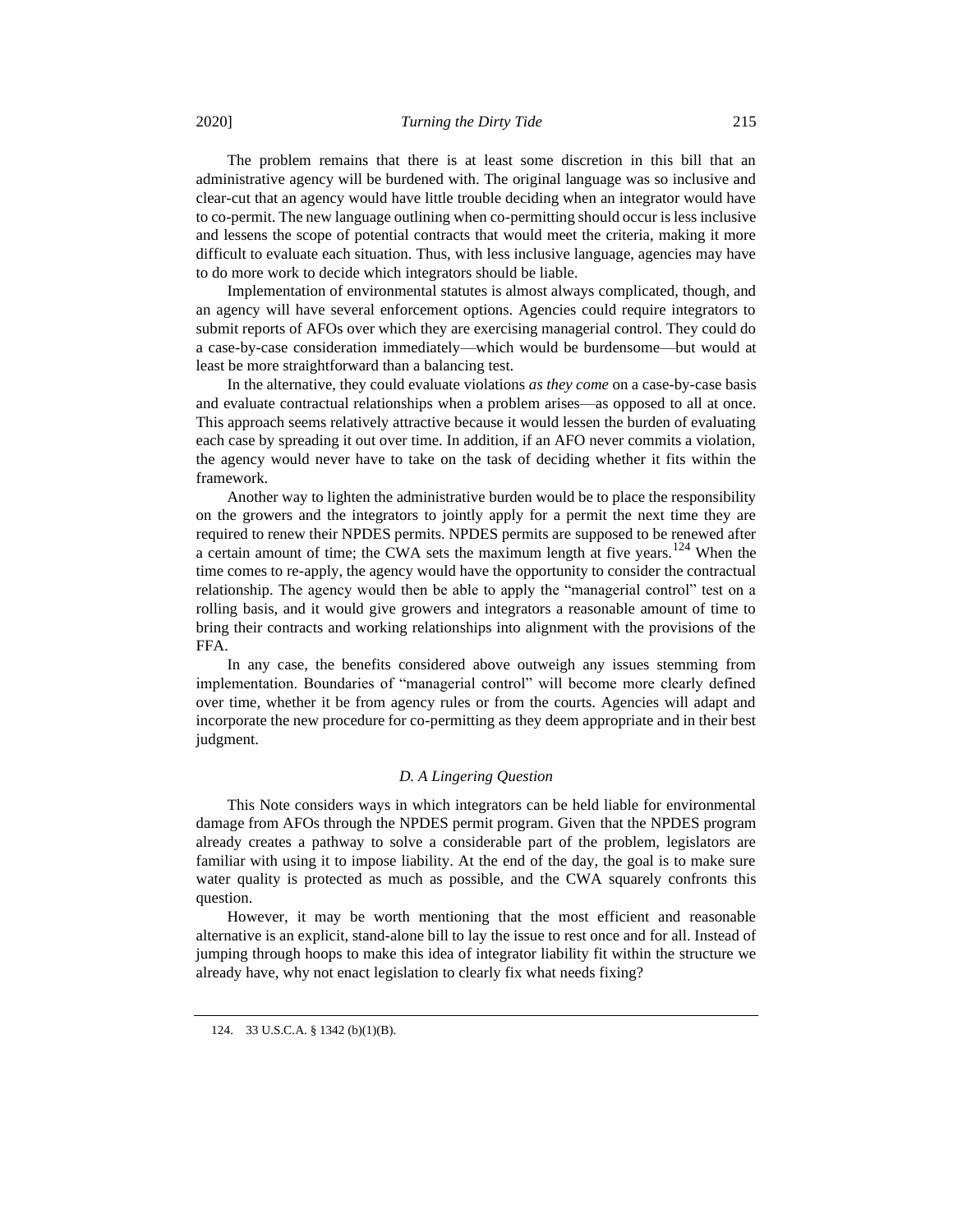The problem remains that there is at least some discretion in this bill that an administrative agency will be burdened with. The original language was so inclusive and clear-cut that an agency would have little trouble deciding when an integrator would have to co-permit. The new language outlining when co-permitting should occur is less inclusive and lessens the scope of potential contracts that would meet the criteria, making it more difficult to evaluate each situation. Thus, with less inclusive language, agencies may have to do more work to decide which integrators should be liable.

Implementation of environmental statutes is almost always complicated, though, and an agency will have several enforcement options. Agencies could require integrators to submit reports of AFOs over which they are exercising managerial control. They could do a case-by-case consideration immediately—which would be burdensome—but would at least be more straightforward than a balancing test.

In the alternative, they could evaluate violations *as they come* on a case-by-case basis and evaluate contractual relationships when a problem arises—as opposed to all at once. This approach seems relatively attractive because it would lessen the burden of evaluating each case by spreading it out over time. In addition, if an AFO never commits a violation, the agency would never have to take on the task of deciding whether it fits within the framework.

Another way to lighten the administrative burden would be to place the responsibility on the growers and the integrators to jointly apply for a permit the next time they are required to renew their NPDES permits. NPDES permits are supposed to be renewed after a certain amount of time; the CWA sets the maximum length at five years.[124] When the time comes to re-apply, the agency would have the opportunity to consider the contractual relationship. The agency would then be able to apply the "managerial control" test on a rolling basis, and it would give growers and integrators a reasonable amount of time to bring their contracts and working relationships into alignment with the provisions of the FFA.

In any case, the benefits considered above outweigh any issues stemming from implementation. Boundaries of "managerial control" will become more clearly defined over time, whether it be from agency rules or from the courts. Agencies will adapt and incorporate the new procedure for co-permitting as they deem appropriate and in their best judgment.

### *D. A Lingering Question*

This Note considers ways in which integrators can be held liable for environmental damage from AFOs through the NPDES permit program. Given that the NPDES program already creates a pathway to solve a considerable part of the problem, legislators are familiar with using it to impose liability. At the end of the day, the goal is to make sure water quality is protected as much as possible, and the CWA squarely confronts this question.

However, it may be worth mentioning that the most efficient and reasonable alternative is an explicit, stand-alone bill to lay the issue to rest once and for all. Instead of jumping through hoops to make this idea of integrator liability fit within the structure we already have, why not enact legislation to clearly fix what needs fixing?

---

124. 33 U.S.C.A. § 1342 (b)(1)(B).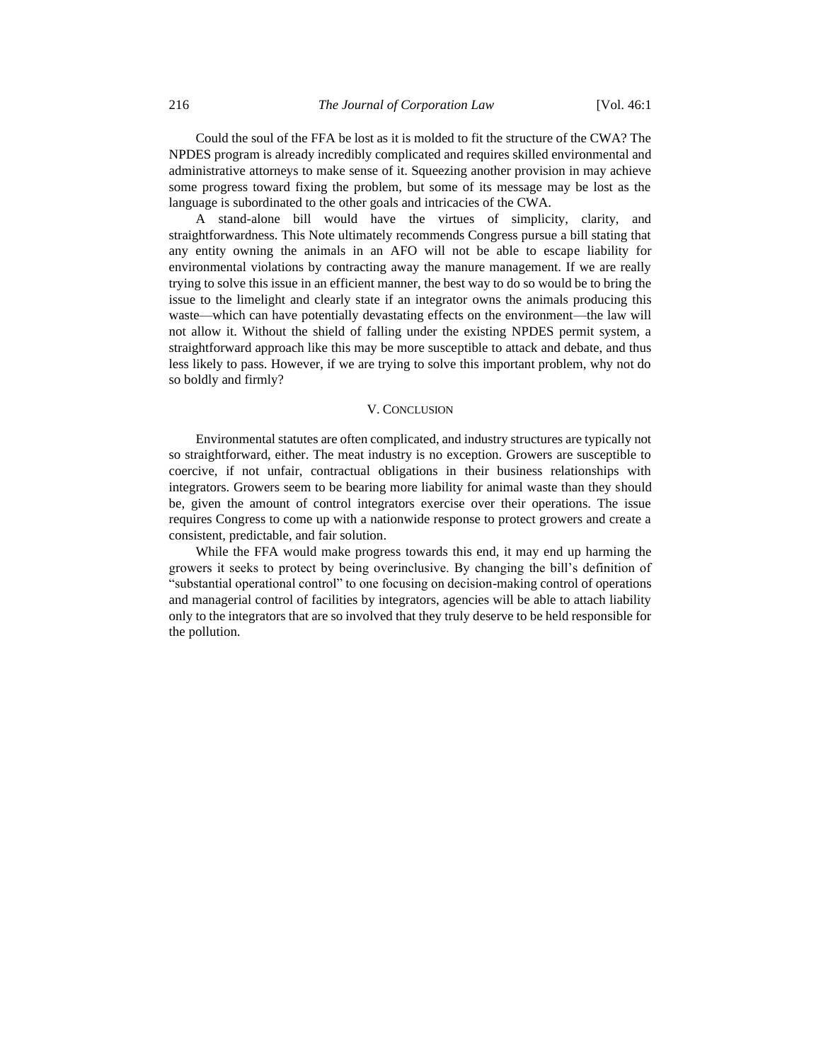Could the soul of the FFA be lost as it is molded to fit the structure of the CWA? The NPDES program is already incredibly complicated and requires skilled environmental and administrative attorneys to make sense of it. Squeezing another provision in may achieve some progress toward fixing the problem, but some of its message may be lost as the language is subordinated to the other goals and intricacies of the CWA.

A stand-alone bill would have the virtues of simplicity, clarity, and straightforwardness. This Note ultimately recommends Congress pursue a bill stating that any entity owning the animals in an AFO will not be able to escape liability for environmental violations by contracting away the manure management. If we are really trying to solve this issue in an efficient manner, the best way to do so would be to bring the issue to the limelight and clearly state if an integrator owns the animals producing this waste—which can have potentially devastating effects on the environment—the law will not allow it. Without the shield of falling under the existing NPDES permit system, a straightforward approach like this may be more susceptible to attack and debate, and thus less likely to pass. However, if we are trying to solve this important problem, why not do so boldly and firmly?

## V. Conclusion

Environmental statutes are often complicated, and industry structures are typically not so straightforward, either. The meat industry is no exception. Growers are susceptible to coercive, if not unfair, contractual obligations in their business relationships with integrators. Growers seem to be bearing more liability for animal waste than they should be, given the amount of control integrators exercise over their operations. The issue requires Congress to come up with a nationwide response to protect growers and create a consistent, predictable, and fair solution.

While the FFA would make progress towards this end, it may end up harming the growers it seeks to protect by being overinclusive. By changing the bill's definition of "substantial operational control" to one focusing on decision-making control of operations and managerial control of facilities by integrators, agencies will be able to attach liability only to the integrators that are so involved that they truly deserve to be held responsible for the pollution.